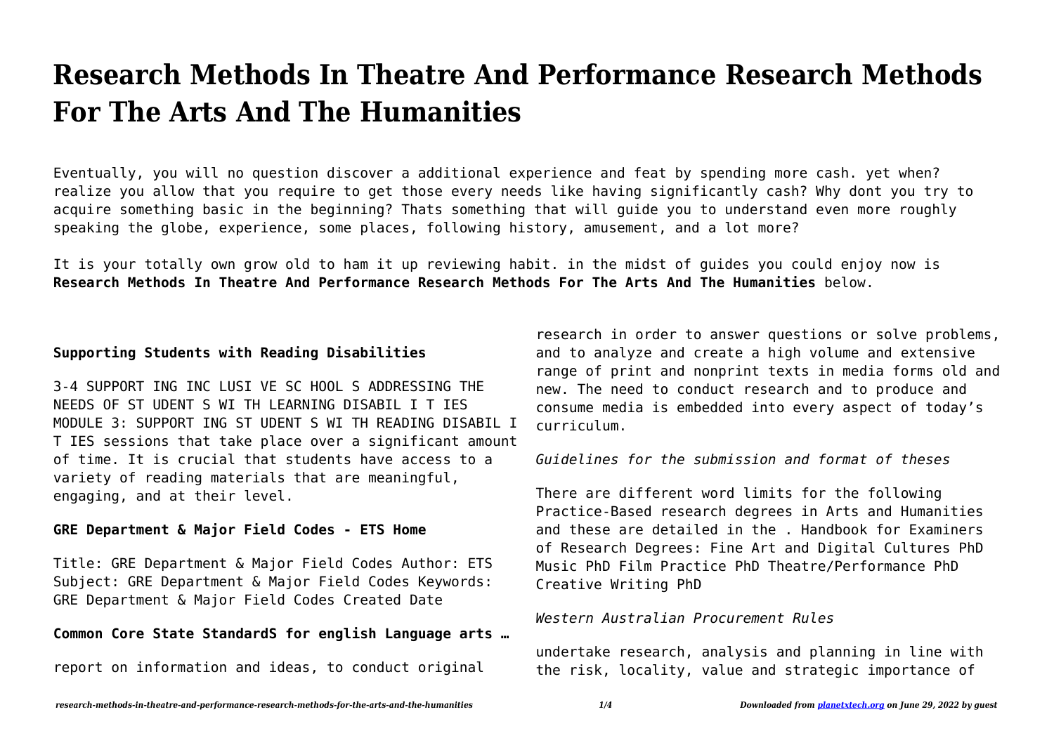# Research Methods In Theatre And Performance Research Methods For The Arts And The Humanities

Eventually, you will no question discover a additional experience and feat by spending more cash. yet when? realize you allow that you require to get those every needs like having significantly cash? Why dont you try to acquire something basic in the beginning? Thats something that will guide you to understand even more roughly speaking the globe, experience, some places, following history, amusement, and a lot more?

It is your totally own grow old to ham it up reviewing habit. in the midst of guides you could enjoy now is **Research Methods In Theatre And Performance Research Methods For The Arts And The Humanities** below.

### Supporting Students with Reading Disabilities

3-4 SUPPORT ING INC LUSI VE SC HOOL S ADDRESSING THE NEEDS OF ST UDENT S WI TH LEARNING DISABIL I T IES MODULE 3: SUPPORT ING ST UDENT S WI TH READING DISABIL I T IES sessions that take place over a significant amount of time. It is crucial that students have access to a variety of reading materials that are meaningful, engaging, and at their level.

### GRE Department & Major Field Codes - ETS Home

Title: GRE Department & Major Field Codes Author: ETS Subject: GRE Department & Major Field Codes Keywords: GRE Department & Major Field Codes Created Date

### Common Core State StandardS for english Language arts …

report on information and ideas, to conduct original research in order to answer questions or solve problems, and to analyze and create a high volume and extensive range of print and nonprint texts in media forms old and new. The need to conduct research and to produce and consume media is embedded into every aspect of today's curriculum.

### *Guidelines for the submission and format of theses*

There are different word limits for the following Practice-Based research degrees in Arts and Humanities and these are detailed in the . Handbook for Examiners of Research Degrees: Fine Art and Digital Cultures PhD Music PhD Film Practice PhD Theatre/Performance PhD Creative Writing PhD

### *Western Australian Procurement Rules*

undertake research, analysis and planning in line with the risk, locality, value and strategic importance of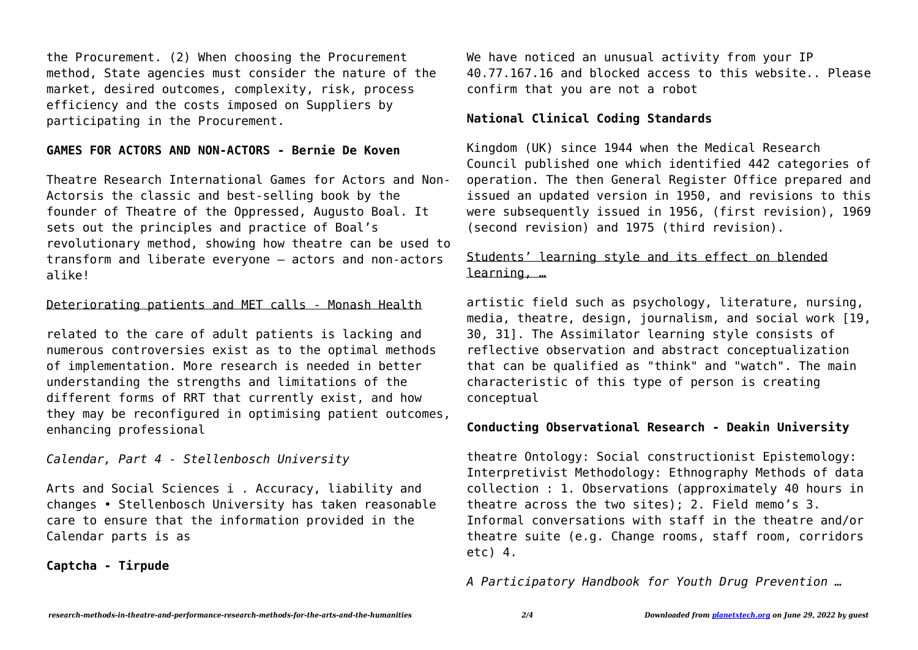the Procurement. (2) When choosing the Procurement method, State agencies must consider the nature of the market, desired outcomes, complexity, risk, process efficiency and the costs imposed on Suppliers by participating in the Procurement.

**GAMES FOR ACTORS AND NON-ACTORS - Bernie De Koven**

Theatre Research International Games for Actors and Non-Actorsis the classic and best-selling book by the founder of Theatre of the Oppressed, Augusto Boal. It sets out the principles and practice of Boal's revolutionary method, showing how theatre can be used to transform and liberate everyone – actors and non-actors alike!

Deteriorating patients and MET calls - Monash Health

related to the care of adult patients is lacking and numerous controversies exist as to the optimal methods of implementation. More research is needed in better understanding the strengths and limitations of the different forms of RRT that currently exist, and how they may be reconfigured in optimising patient outcomes, enhancing professional

*Calendar, Part 4 - Stellenbosch University*

Arts and Social Sciences i . Accuracy, liability and changes • Stellenbosch University has taken reasonable care to ensure that the information provided in the Calendar parts is as

**Captcha - Tirpude**

We have noticed an unusual activity from your IP 40.77.167.16 and blocked access to this website.. Please confirm that you are not a robot

**National Clinical Coding Standards**

Kingdom (UK) since 1944 when the Medical Research Council published one which identified 442 categories of operation. The then General Register Office prepared and issued an updated version in 1950, and revisions to this were subsequently issued in 1956, (first revision), 1969 (second revision) and 1975 (third revision).

Students' learning style and its effect on blended learning, …

artistic field such as psychology, literature, nursing, media, theatre, design, journalism, and social work [19, 30, 31]. The Assimilator learning style consists of reflective observation and abstract conceptualization that can be qualified as "think" and "watch". The main characteristic of this type of person is creating conceptual

**Conducting Observational Research - Deakin University**

theatre Ontology: Social constructionist Epistemology: Interpretivist Methodology: Ethnography Methods of data collection : 1. Observations (approximately 40 hours in theatre across the two sites); 2. Field memo's 3. Informal conversations with staff in the theatre and/or theatre suite (e.g. Change rooms, staff room, corridors etc) 4.

*A Participatory Handbook for Youth Drug Prevention …*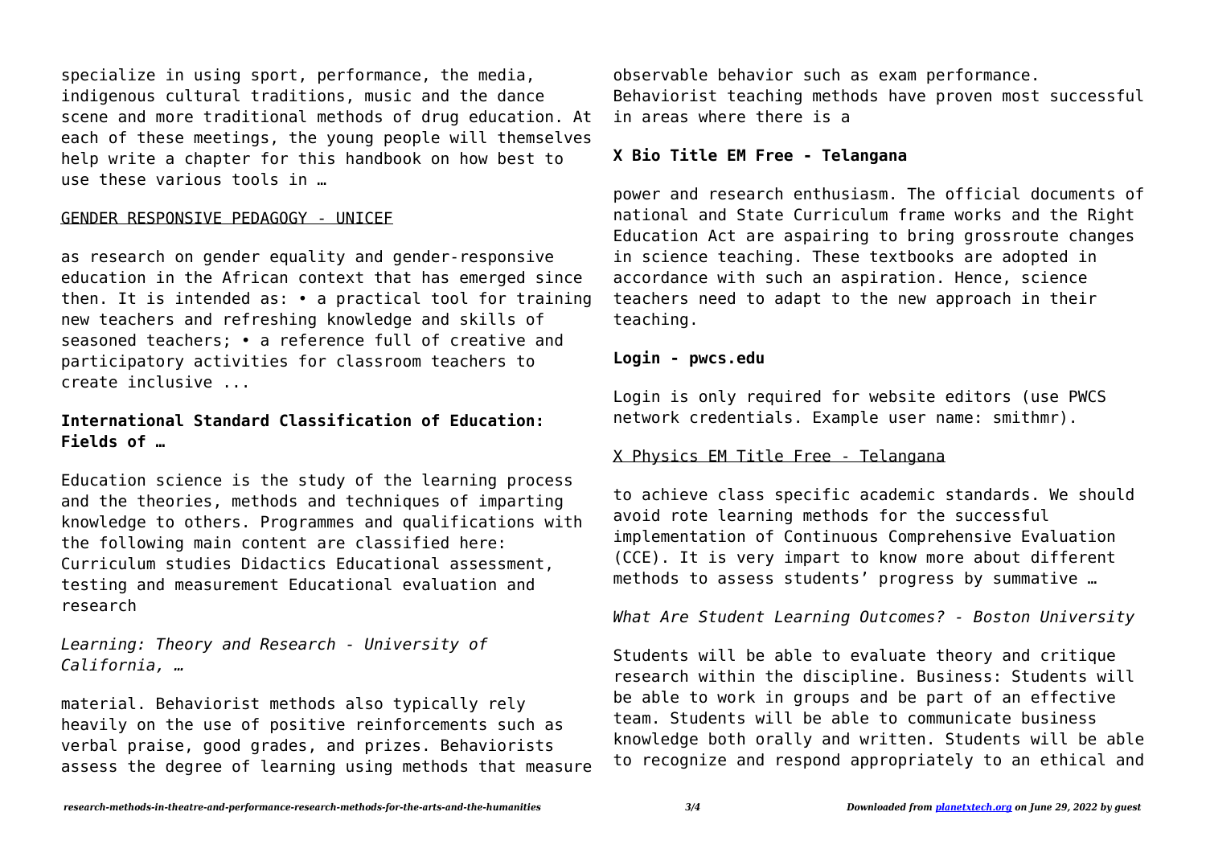specialize in using sport, performance, the media, indigenous cultural traditions, music and the dance scene and more traditional methods of drug education. At each of these meetings, the young people will themselves help write a chapter for this handbook on how best to use these various tools in …

GENDER RESPONSIVE PEDAGOGY - UNICEF

as research on gender equality and gender-responsive education in the African context that has emerged since then. It is intended as: • a practical tool for training new teachers and refreshing knowledge and skills of seasoned teachers; • a reference full of creative and participatory activities for classroom teachers to create inclusive ...

**International Standard Classification of Education: Fields of …**

Education science is the study of the learning process and the theories, methods and techniques of imparting knowledge to others. Programmes and qualifications with the following main content are classified here: Curriculum studies Didactics Educational assessment, testing and measurement Educational evaluation and research

*Learning: Theory and Research - University of California, …*

material. Behaviorist methods also typically rely heavily on the use of positive reinforcements such as verbal praise, good grades, and prizes. Behaviorists assess the degree of learning using methods that measure observable behavior such as exam performance. Behaviorist teaching methods have proven most successful in areas where there is a

**X Bio Title EM Free - Telangana**

power and research enthusiasm. The official documents of national and State Curriculum frame works and the Right Education Act are aspairing to bring grossroute changes in science teaching. These textbooks are adopted in accordance with such an aspiration. Hence, science teachers need to adapt to the new approach in their teaching.

**Login - pwcs.edu**

Login is only required for website editors (use PWCS network credentials. Example user name: smithmr).

X Physics EM Title Free - Telangana

to achieve class specific academic standards. We should avoid rote learning methods for the successful implementation of Continuous Comprehensive Evaluation (CCE). It is very impart to know more about different methods to assess students' progress by summative …

*What Are Student Learning Outcomes? - Boston University*

Students will be able to evaluate theory and critique research within the discipline. Business: Students will be able to work in groups and be part of an effective team. Students will be able to communicate business knowledge both orally and written. Students will be able to recognize and respond appropriately to an ethical and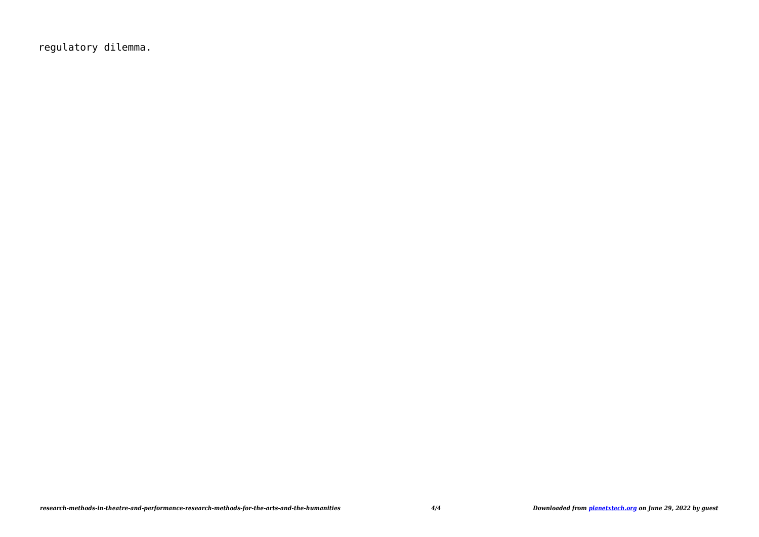regulatory dilemma.